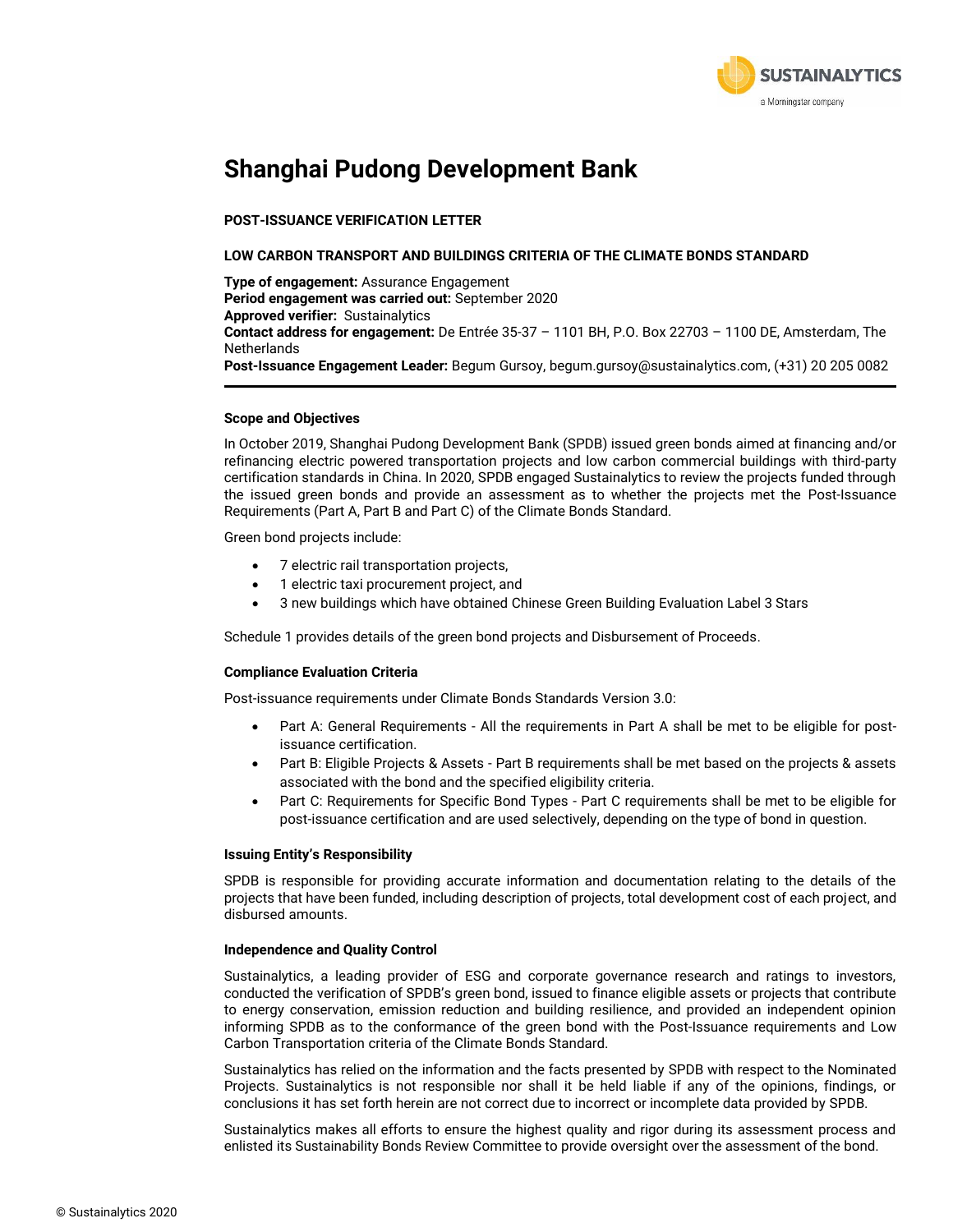# Shanghai Pudong Development Bank

**POST-ISSUANCE VERIFICATION LETTER**

**LOW CARBON TRANSPORT AND BUILDINGS CRITERIA OF THE CLIMATE BONDS STANDARD**

**Type of engagement:** Assurance Engagement
**Period engagement was carried out:** September 2020
**Approved verifier:** Sustainalytics
**Contact address for engagement:** De Entrée 35-37 – 1101 BH, P.O. Box 22703 – 1100 DE, Amsterdam, The Netherlands
**Post-Issuance Engagement Leader:** Begum Gursoy, begum.gursoy@sustainalytics.com, (+31) 20 205 0082

---

**Scope and Objectives**

In October 2019, Shanghai Pudong Development Bank (SPDB) issued green bonds aimed at financing and/or refinancing electric powered transportation projects and low carbon commercial buildings with third-party certification standards in China. In 2020, SPDB engaged Sustainalytics to review the projects funded through the issued green bonds and provide an assessment as to whether the projects met the Post-Issuance Requirements (Part A, Part B and Part C) of the Climate Bonds Standard.

Green bond projects include:

- 7 electric rail transportation projects,
- 1 electric taxi procurement project, and
- 3 new buildings which have obtained Chinese Green Building Evaluation Label 3 Stars

Schedule 1 provides details of the green bond projects and Disbursement of Proceeds.

**Compliance Evaluation Criteria**

Post-issuance requirements under Climate Bonds Standards Version 3.0:

- Part A: General Requirements - All the requirements in Part A shall be met to be eligible for post-issuance certification.
- Part B: Eligible Projects & Assets - Part B requirements shall be met based on the projects & assets associated with the bond and the specified eligibility criteria.
- Part C: Requirements for Specific Bond Types - Part C requirements shall be met to be eligible for post-issuance certification and are used selectively, depending on the type of bond in question.

**Issuing Entity's Responsibility**

SPDB is responsible for providing accurate information and documentation relating to the details of the projects that have been funded, including description of projects, total development cost of each project, and disbursed amounts.

**Independence and Quality Control**

Sustainalytics, a leading provider of ESG and corporate governance research and ratings to investors, conducted the verification of SPDB's green bond, issued to finance eligible assets or projects that contribute to energy conservation, emission reduction and building resilience, and provided an independent opinion informing SPDB as to the conformance of the green bond with the Post-Issuance requirements and Low Carbon Transportation criteria of the Climate Bonds Standard.

Sustainalytics has relied on the information and the facts presented by SPDB with respect to the Nominated Projects. Sustainalytics is not responsible nor shall it be held liable if any of the opinions, findings, or conclusions it has set forth herein are not correct due to incorrect or incomplete data provided by SPDB.

Sustainalytics makes all efforts to ensure the highest quality and rigor during its assessment process and enlisted its Sustainability Bonds Review Committee to provide oversight over the assessment of the bond.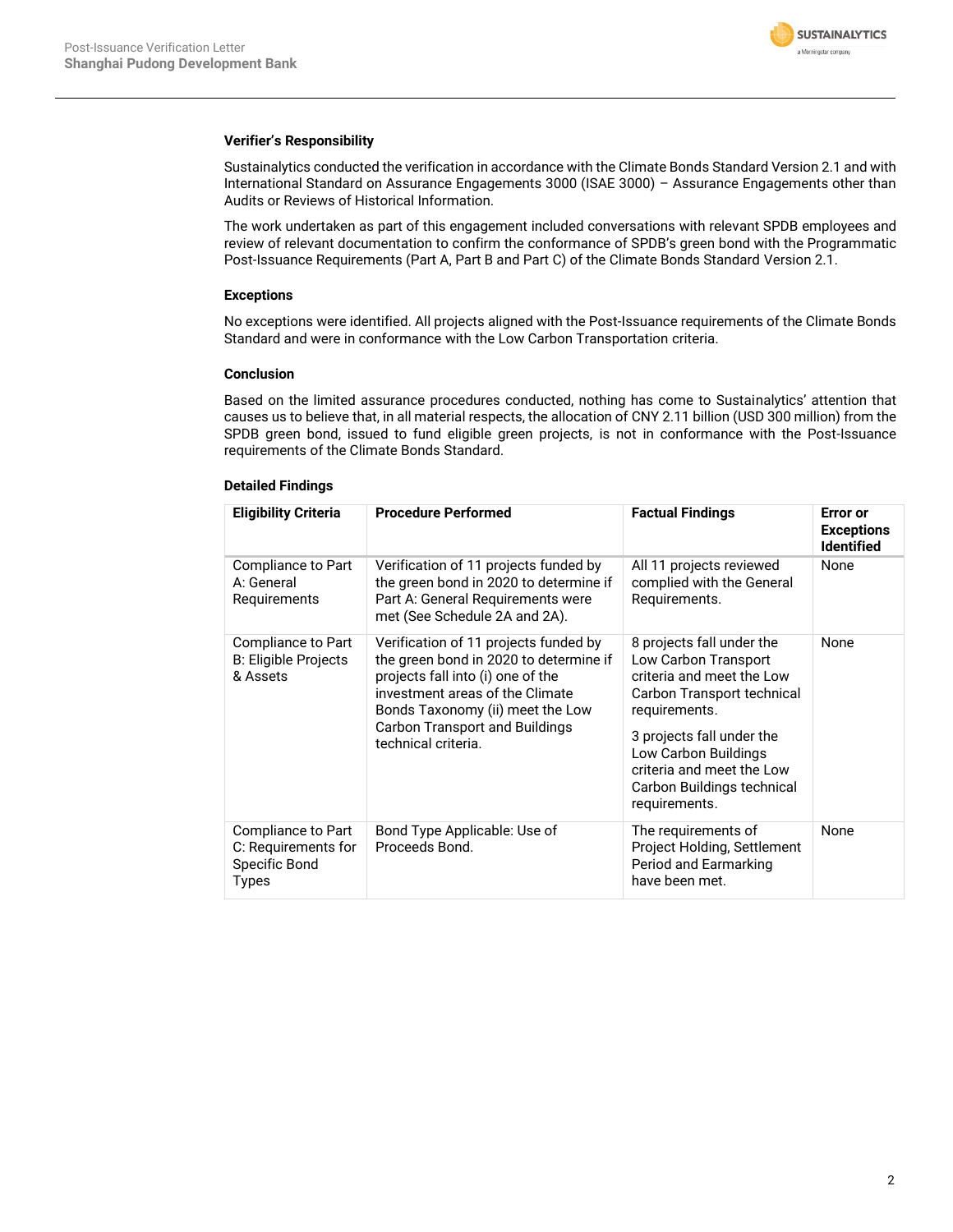### Verifier's Responsibility

Sustainalytics conducted the verification in accordance with the Climate Bonds Standard Version 2.1 and with International Standard on Assurance Engagements 3000 (ISAE 3000) – Assurance Engagements other than Audits or Reviews of Historical Information.

The work undertaken as part of this engagement included conversations with relevant SPDB employees and review of relevant documentation to confirm the conformance of SPDB's green bond with the Programmatic Post-Issuance Requirements (Part A, Part B and Part C) of the Climate Bonds Standard Version 2.1.

### Exceptions

No exceptions were identified. All projects aligned with the Post-Issuance requirements of the Climate Bonds Standard and were in conformance with the Low Carbon Transportation criteria.

### Conclusion

Based on the limited assurance procedures conducted, nothing has come to Sustainalytics' attention that causes us to believe that, in all material respects, the allocation of CNY 2.11 billion (USD 300 million) from the SPDB green bond, issued to fund eligible green projects, is not in conformance with the Post-Issuance requirements of the Climate Bonds Standard.

### Detailed Findings

| Eligibility Criteria | Procedure Performed | Factual Findings | Error or Exceptions Identified |
|---|---|---|---|
| Compliance to Part A: General Requirements | Verification of 11 projects funded by the green bond in 2020 to determine if Part A: General Requirements were met (See Schedule 2A and 2A). | All 11 projects reviewed complied with the General Requirements. | None |
| Compliance to Part B: Eligible Projects & Assets | Verification of 11 projects funded by the green bond in 2020 to determine if projects fall into (i) one of the investment areas of the Climate Bonds Taxonomy (ii) meet the Low Carbon Transport and Buildings technical criteria. | 8 projects fall under the Low Carbon Transport criteria and meet the Low Carbon Transport technical requirements.<br><br>3 projects fall under the Low Carbon Buildings criteria and meet the Low Carbon Buildings technical requirements. | None |
| Compliance to Part C: Requirements for Specific Bond Types | Bond Type Applicable: Use of Proceeds Bond. | The requirements of Project Holding, Settlement Period and Earmarking have been met. | None |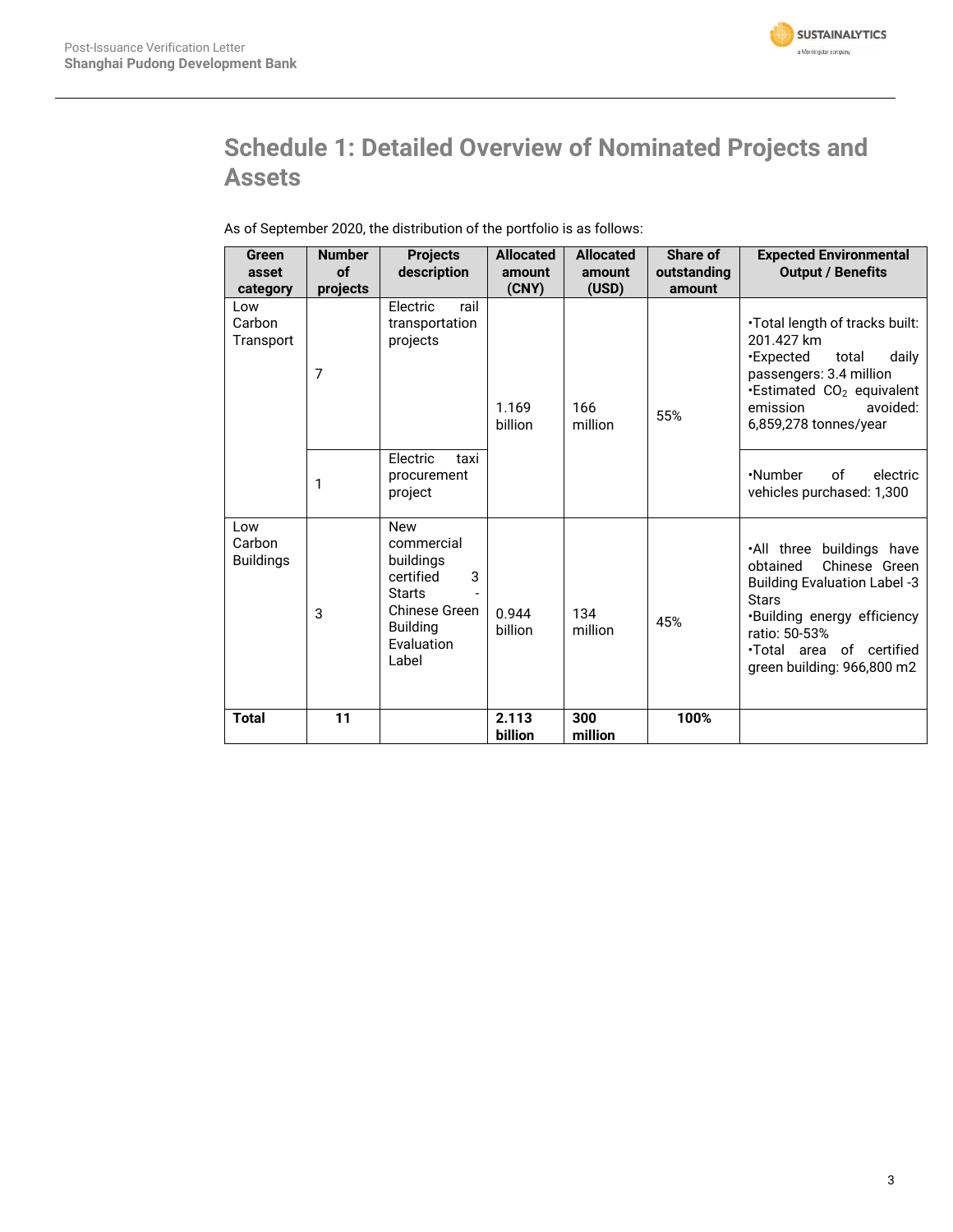# Schedule 1: Detailed Overview of Nominated Projects and Assets

As of September 2020, the distribution of the portfolio is as follows:

| Green asset category | Number of projects | Projects description | Allocated amount (CNY) | Allocated amount (USD) | Share of outstanding amount | Expected Environmental Output / Benefits |
|---|---|---|---|---|---|---|
| Low Carbon Transport | 7 | Electric rail transportation projects | 1.169 billion | 166 million | 55% | •Total length of tracks built: 201.427 km<br>•Expected total daily passengers: 3.4 million<br>•Estimated $CO_2$ equivalent emission avoided: 6,859,278 tonnes/year |
| | 1 | Electric taxi procurement project | | | | •Number of electric vehicles purchased: 1,300 |
| Low Carbon Buildings | 3 | New commercial buildings certified 3 Starts - Chinese Green Building Evaluation Label | 0.944 billion | 134 million | 45% | •All three buildings have obtained Chinese Green Building Evaluation Label -3 Stars<br>•Building energy efficiency ratio: 50-53%<br>•Total area of certified green building: 966,800 m2 |
| **Total** | **11** | | **2.113 billion** | **300 million** | **100%** | |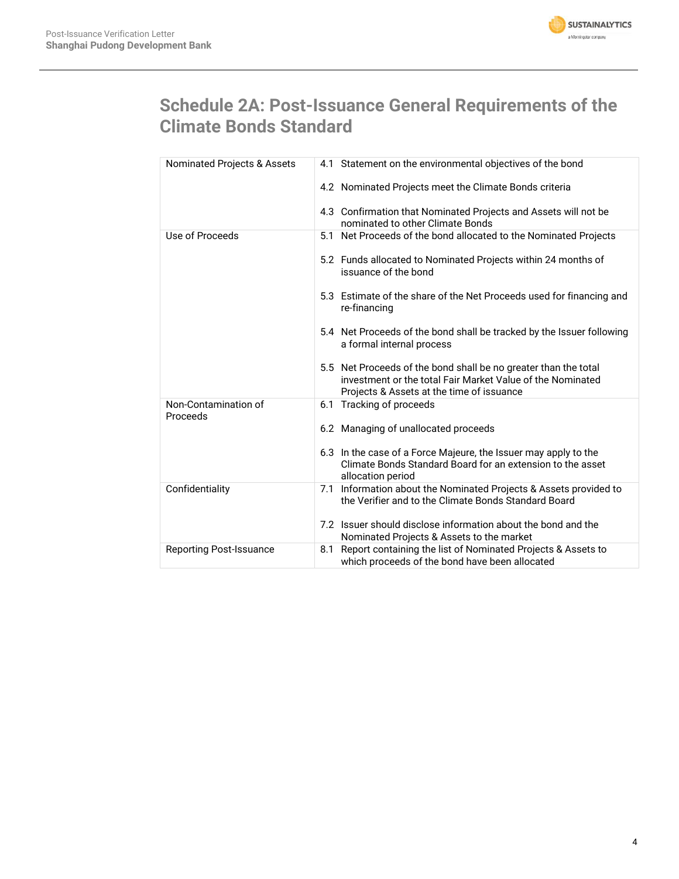## Schedule 2A: Post-Issuance General Requirements of the Climate Bonds Standard

| | |
|---|---|
| Nominated Projects & Assets | 4.1 Statement on the environmental objectives of the bond<br><br>4.2 Nominated Projects meet the Climate Bonds criteria<br><br>4.3 Confirmation that Nominated Projects and Assets will not be nominated to other Climate Bonds |
| Use of Proceeds | 5.1 Net Proceeds of the bond allocated to the Nominated Projects<br><br>5.2 Funds allocated to Nominated Projects within 24 months of issuance of the bond<br><br>5.3 Estimate of the share of the Net Proceeds used for financing and re-financing<br><br>5.4 Net Proceeds of the bond shall be tracked by the Issuer following a formal internal process<br><br>5.5 Net Proceeds of the bond shall be no greater than the total investment or the total Fair Market Value of the Nominated Projects & Assets at the time of issuance |
| Non-Contamination of Proceeds | 6.1 Tracking of proceeds<br><br>6.2 Managing of unallocated proceeds<br><br>6.3 In the case of a Force Majeure, the Issuer may apply to the Climate Bonds Standard Board for an extension to the asset allocation period |
| Confidentiality | 7.1 Information about the Nominated Projects & Assets provided to the Verifier and to the Climate Bonds Standard Board<br><br>7.2 Issuer should disclose information about the bond and the Nominated Projects & Assets to the market |
| Reporting Post-Issuance | 8.1 Report containing the list of Nominated Projects & Assets to which proceeds of the bond have been allocated |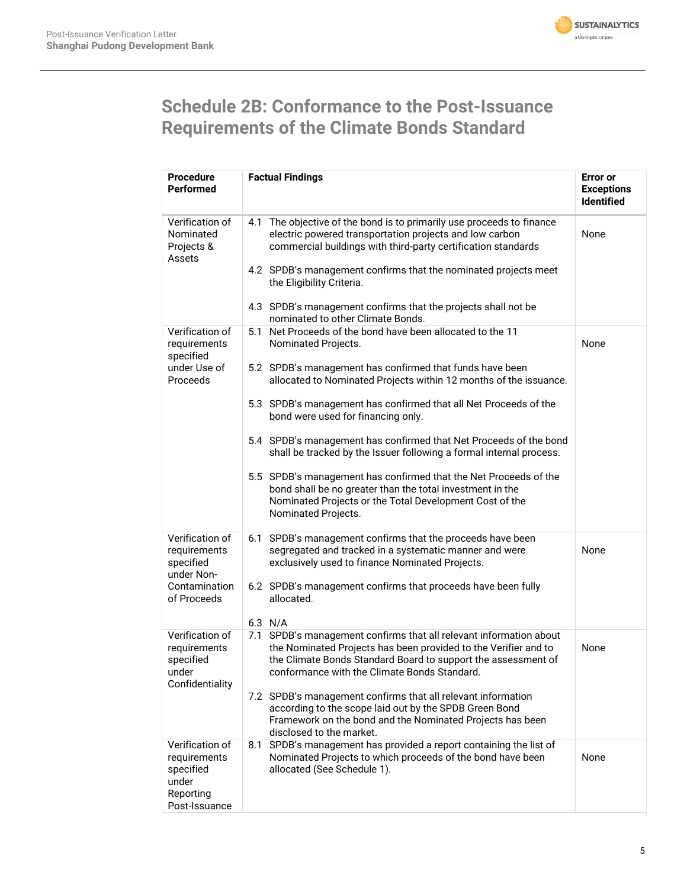## Schedule 2B: Conformance to the Post-Issuance Requirements of the Climate Bonds Standard

| Procedure Performed | Factual Findings | Error or Exceptions Identified |
|---|---|---|
| Verification of Nominated Projects & Assets | 4.1 The objective of the bond is to primarily use proceeds to finance electric powered transportation projects and low carbon commercial buildings with third-party certification standards<br><br>4.2 SPDB's management confirms that the nominated projects meet the Eligibility Criteria.<br><br>4.3 SPDB's management confirms that the projects shall not be nominated to other Climate Bonds. | None |
| Verification of requirements specified under Use of Proceeds | 5.1 Net Proceeds of the bond have been allocated to the 11 Nominated Projects.<br><br>5.2 SPDB's management has confirmed that funds have been allocated to Nominated Projects within 12 months of the issuance.<br><br>5.3 SPDB's management has confirmed that all Net Proceeds of the bond were used for financing only.<br><br>5.4 SPDB's management has confirmed that Net Proceeds of the bond shall be tracked by the Issuer following a formal internal process.<br><br>5.5 SPDB's management has confirmed that the Net Proceeds of the bond shall be no greater than the total investment in the Nominated Projects or the Total Development Cost of the Nominated Projects. | None |
| Verification of requirements specified under Non-Contamination of Proceeds | 6.1 SPDB's management confirms that the proceeds have been segregated and tracked in a systematic manner and were exclusively used to finance Nominated Projects.<br><br>6.2 SPDB's management confirms that proceeds have been fully allocated.<br><br>6.3 N/A | None |
| Verification of requirements specified under Confidentiality | 7.1 SPDB's management confirms that all relevant information about the Nominated Projects has been provided to the Verifier and to the Climate Bonds Standard Board to support the assessment of conformance with the Climate Bonds Standard.<br><br>7.2 SPDB's management confirms that all relevant information according to the scope laid out by the SPDB Green Bond Framework on the bond and the Nominated Projects has been disclosed to the market. | None |
| Verification of requirements specified under Reporting Post-Issuance | 8.1 SPDB's management has provided a report containing the list of Nominated Projects to which proceeds of the bond have been allocated (See Schedule 1). | None |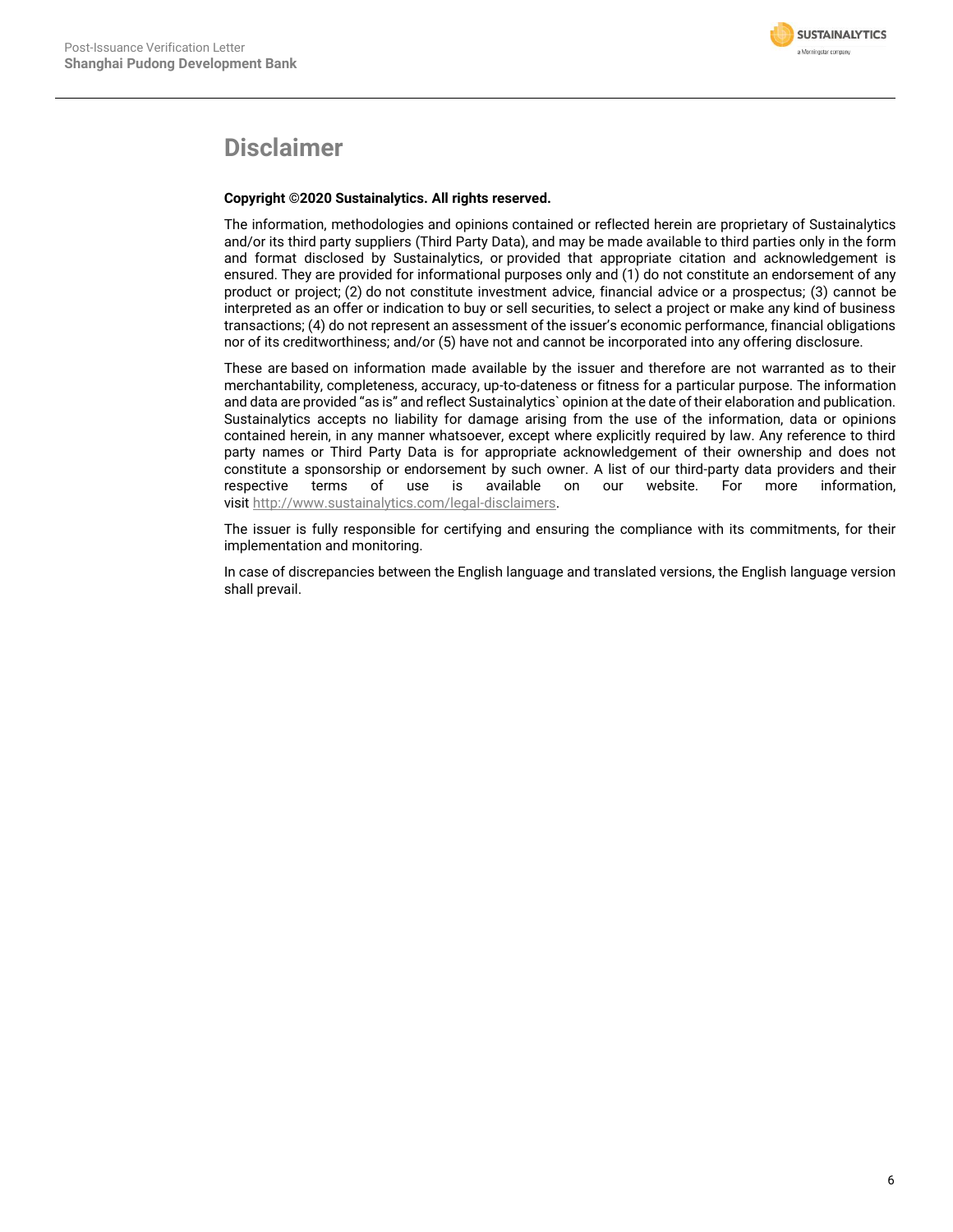# Disclaimer

**Copyright ©2020 Sustainalytics. All rights reserved.**

The information, methodologies and opinions contained or reflected herein are proprietary of Sustainalytics and/or its third party suppliers (Third Party Data), and may be made available to third parties only in the form and format disclosed by Sustainalytics, or provided that appropriate citation and acknowledgement is ensured. They are provided for informational purposes only and (1) do not constitute an endorsement of any product or project; (2) do not constitute investment advice, financial advice or a prospectus; (3) cannot be interpreted as an offer or indication to buy or sell securities, to select a project or make any kind of business transactions; (4) do not represent an assessment of the issuer's economic performance, financial obligations nor of its creditworthiness; and/or (5) have not and cannot be incorporated into any offering disclosure.

These are based on information made available by the issuer and therefore are not warranted as to their merchantability, completeness, accuracy, up-to-dateness or fitness for a particular purpose. The information and data are provided "as is" and reflect Sustainalytics` opinion at the date of their elaboration and publication. Sustainalytics accepts no liability for damage arising from the use of the information, data or opinions contained herein, in any manner whatsoever, except where explicitly required by law. Any reference to third party names or Third Party Data is for appropriate acknowledgement of their ownership and does not constitute a sponsorship or endorsement by such owner. A list of our third-party data providers and their respective terms of use is available on our website. For more information, visit http://www.sustainalytics.com/legal-disclaimers.

The issuer is fully responsible for certifying and ensuring the compliance with its commitments, for their implementation and monitoring.

In case of discrepancies between the English language and translated versions, the English language version shall prevail.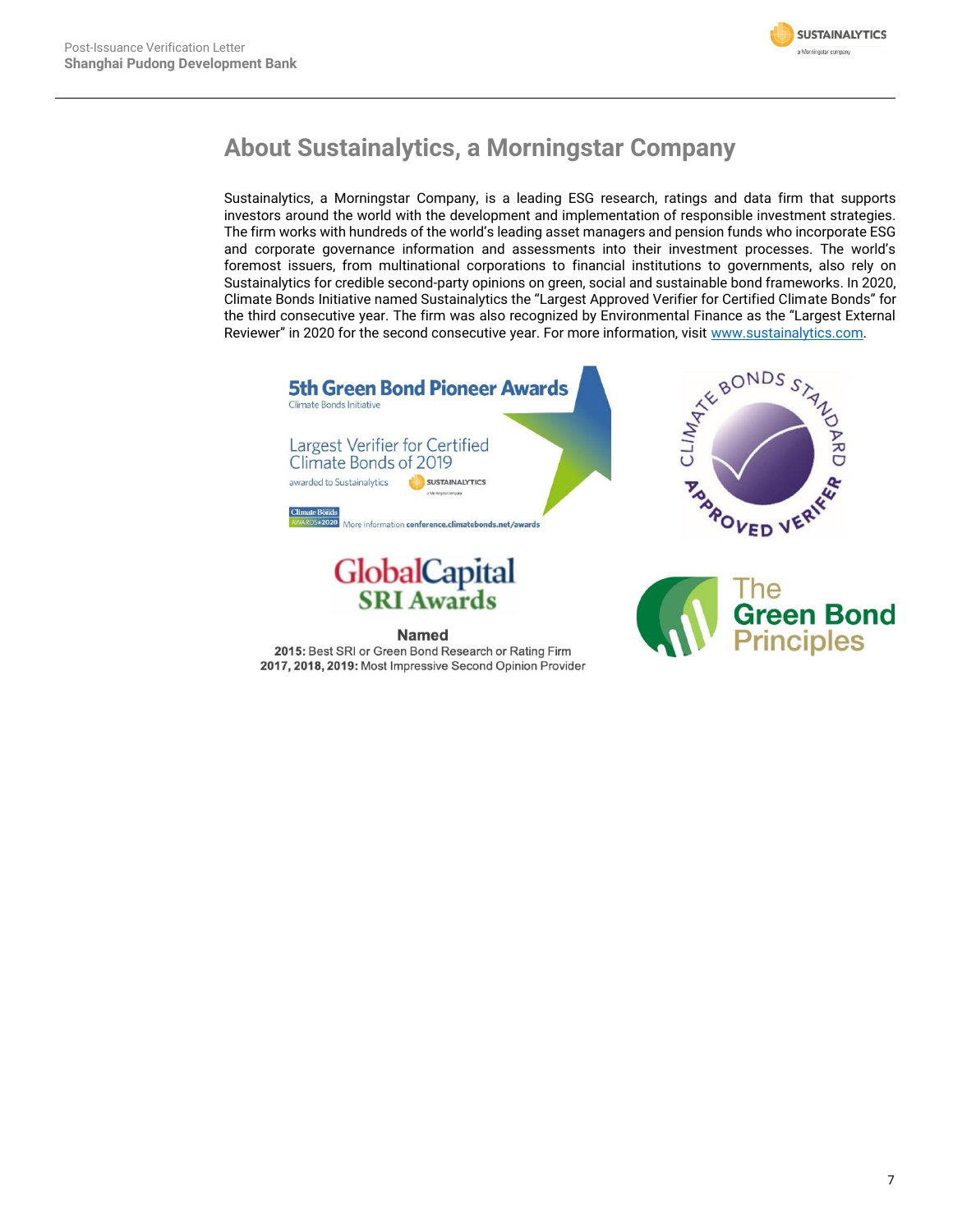## About Sustainalytics, a Morningstar Company

Sustainalytics, a Morningstar Company, is a leading ESG research, ratings and data firm that supports investors around the world with the development and implementation of responsible investment strategies. The firm works with hundreds of the world's leading asset managers and pension funds who incorporate ESG and corporate governance information and assessments into their investment processes. The world's foremost issuers, from multinational corporations to financial institutions to governments, also rely on Sustainalytics for credible second-party opinions on green, social and sustainable bond frameworks. In 2020, Climate Bonds Initiative named Sustainalytics the "Largest Approved Verifier for Certified Climate Bonds" for the third consecutive year. The firm was also recognized by Environmental Finance as the "Largest External Reviewer" in 2020 for the second consecutive year. For more information, visit [www.sustainalytics.com](www.sustainalytics.com).

5th Green Bond Pioneer Awards
Climate Bonds Initiative

Largest Verifier for Certified Climate Bonds of 2019
awarded to Sustainalytics

More information conference.climatebonds.net/awards

Climate Bonds Standard Approved Verifier

GlobalCapital SRI Awards

**Named**
**2015:** Best SRI or Green Bond Research or Rating Firm
**2017, 2018, 2019:** Most Impressive Second Opinion Provider

The Green Bond Principles